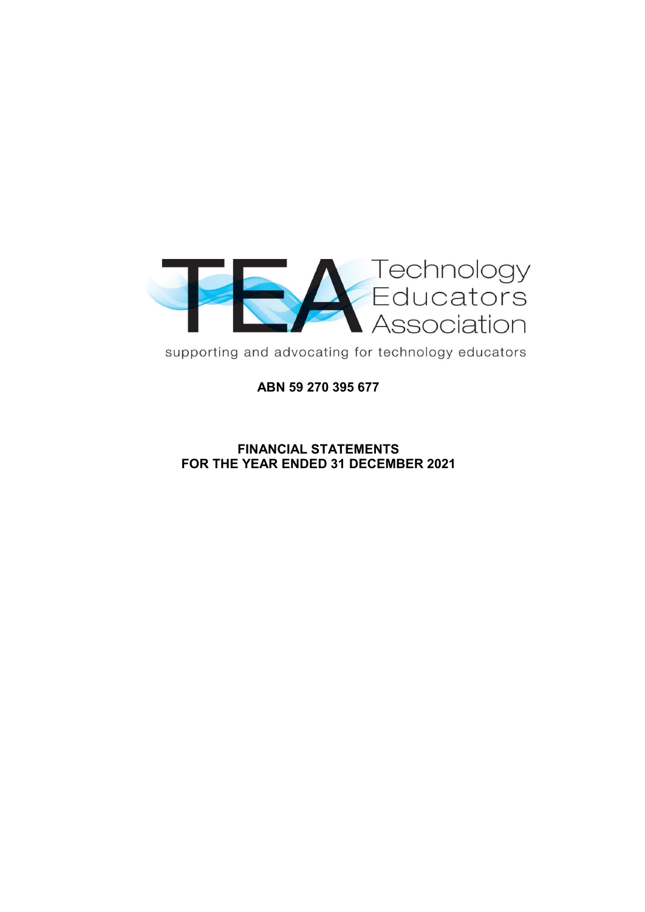TEA Technology Educators Association

supporting and advocating for technology educators

**ABN 59 270 395 677**

**FINANCIAL STATEMENTS**
**FOR THE YEAR ENDED 31 DECEMBER 2021**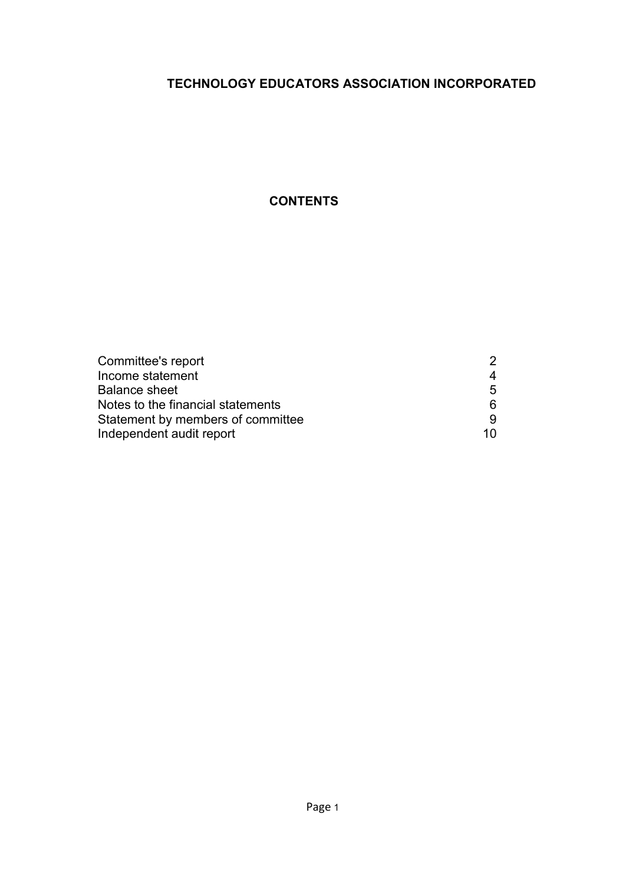# TECHNOLOGY EDUCATORS ASSOCIATION INCORPORATED

## CONTENTS

| | |
|---|---|
| Committee's report | 2 |
| Income statement | 4 |
| Balance sheet | 5 |
| Notes to the financial statements | 6 |
| Statement by members of committee | 9 |
| Independent audit report | 10 |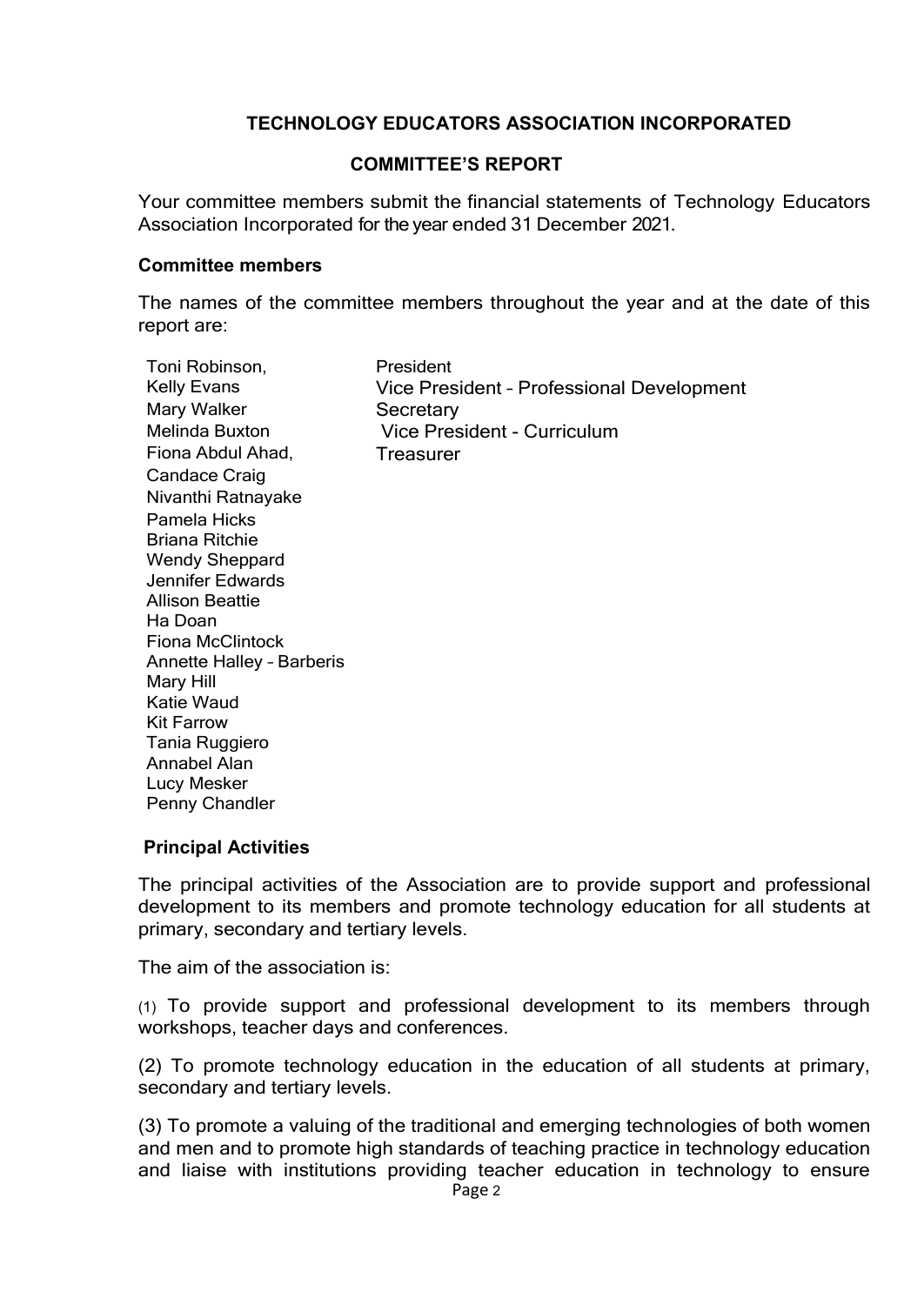# TECHNOLOGY EDUCATORS ASSOCIATION INCORPORATED

## COMMITTEE'S REPORT

Your committee members submit the financial statements of Technology Educators Association Incorporated for the year ended 31 December 2021.

### Committee members

The names of the committee members throughout the year and at the date of this report are:

| | |
|---|---|
| Toni Robinson, | President |
| Kelly Evans | Vice President – Professional Development |
| Mary Walker | Secretary |
| Melinda Buxton | Vice President - Curriculum |
| Fiona Abdul Ahad, | Treasurer |
| Candace Craig | |
| Nivanthi Ratnayake | |
| Pamela Hicks | |
| Briana Ritchie | |
| Wendy Sheppard | |
| Jennifer Edwards | |
| Allison Beattie | |
| Ha Doan | |
| Fiona McClintock | |
| Annette Halley – Barberis | |
| Mary Hill | |
| Katie Waud | |
| Kit Farrow | |
| Tania Ruggiero | |
| Annabel Alan | |
| Lucy Mesker | |
| Penny Chandler | |

### Principal Activities

The principal activities of the Association are to provide support and professional development to its members and promote technology education for all students at primary, secondary and tertiary levels.

The aim of the association is:

(1) To provide support and professional development to its members through workshops, teacher days and conferences.

(2) To promote technology education in the education of all students at primary, secondary and tertiary levels.

(3) To promote a valuing of the traditional and emerging technologies of both women and men and to promote high standards of teaching practice in technology education and liaise with institutions providing teacher education in technology to ensure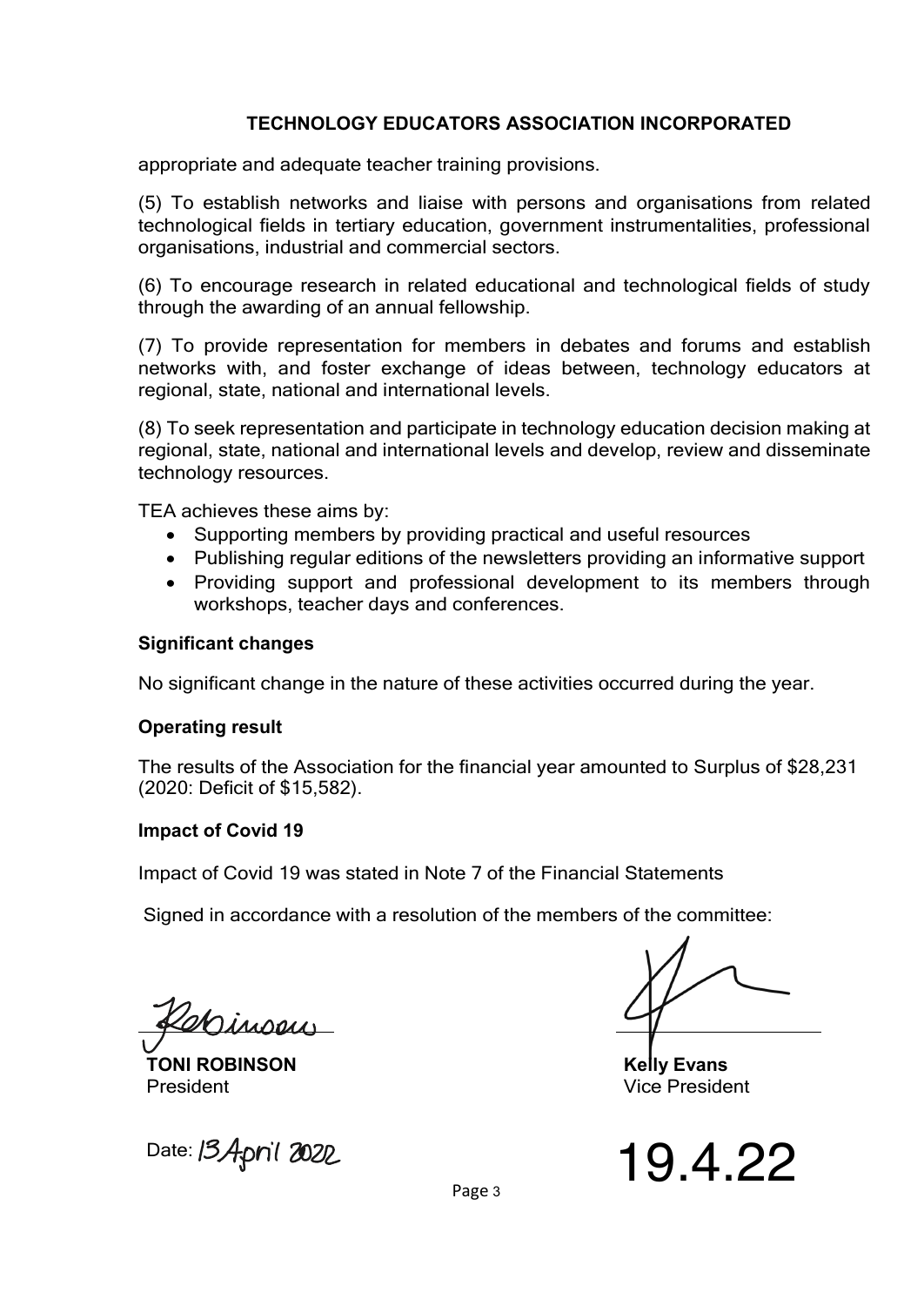appropriate and adequate teacher training provisions.

(5) To establish networks and liaise with persons and organisations from related technological fields in tertiary education, government instrumentalities, professional organisations, industrial and commercial sectors.

(6) To encourage research in related educational and technological fields of study through the awarding of an annual fellowship.

(7) To provide representation for members in debates and forums and establish networks with, and foster exchange of ideas between, technology educators at regional, state, national and international levels.

(8) To seek representation and participate in technology education decision making at regional, state, national and international levels and develop, review and disseminate technology resources.

TEA achieves these aims by:

- Supporting members by providing practical and useful resources
- Publishing regular editions of the newsletters providing an informative support
- Providing support and professional development to its members through workshops, teacher days and conferences.

**Significant changes**

No significant change in the nature of these activities occurred during the year.

**Operating result**

The results of the Association for the financial year amounted to Surplus of $28,231 (2020: Deficit of $15,582).

**Impact of Covid 19**

Impact of Covid 19 was stated in Note 7 of the Financial Statements

Signed in accordance with a resolution of the members of the committee:

| | |
|---|---|
| **TONI ROBINSON** | **Kelly Evans** |
| President | Vice President |
| Date: 13 April 2022 | 19.4.22 |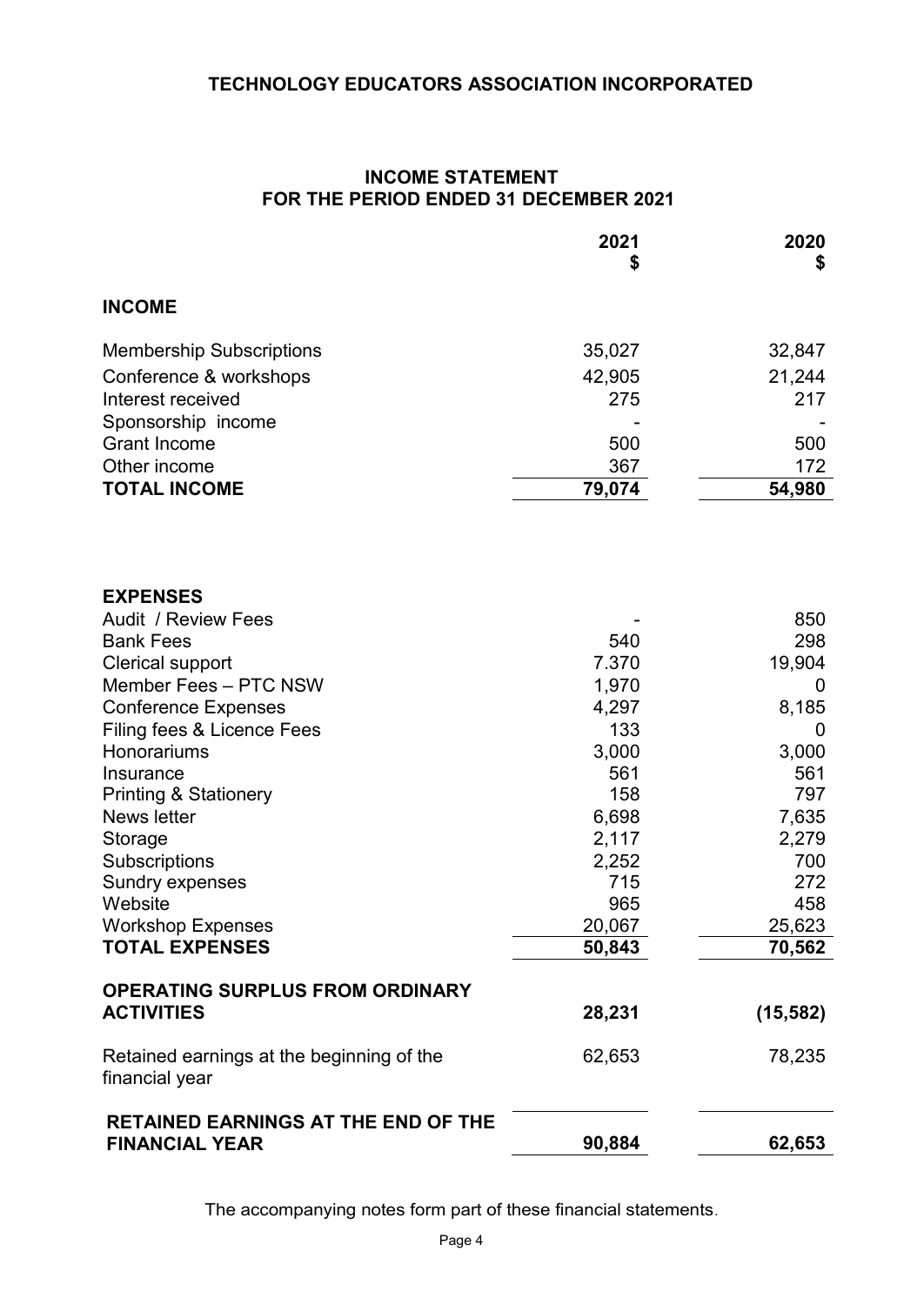## TECHNOLOGY EDUCATORS ASSOCIATION INCORPORATED

### INCOME STATEMENT
### FOR THE PERIOD ENDED 31 DECEMBER 2021

| | 2021 $ | 2020 $ |
|---|---|---|
| **INCOME** | | |
| Membership Subscriptions | 35,027 | 32,847 |
| Conference & workshops | 42,905 | 21,244 |
| Interest received | 275 | 217 |
| Sponsorship income | - | - |
| Grant Income | 500 | 500 |
| Other income | 367 | 172 |
| **TOTAL INCOME** | **79,074** | **54,980** |
| | | |
| **EXPENSES** | | |
| Audit / Review Fees | - | 850 |
| Bank Fees | 540 | 298 |
| Clerical support | 7.370 | 19,904 |
| Member Fees – PTC NSW | 1,970 | 0 |
| Conference Expenses | 4,297 | 8,185 |
| Filing fees & Licence Fees | 133 | 0 |
| Honorariums | 3,000 | 3,000 |
| Insurance | 561 | 561 |
| Printing & Stationery | 158 | 797 |
| News letter | 6,698 | 7,635 |
| Storage | 2,117 | 2,279 |
| Subscriptions | 2,252 | 700 |
| Sundry expenses | 715 | 272 |
| Website | 965 | 458 |
| Workshop Expenses | 20,067 | 25,623 |
| **TOTAL EXPENSES** | **50,843** | **70,562** |
| | | |
| **OPERATING SURPLUS FROM ORDINARY ACTIVITIES** | **28,231** | **(15,582)** |
| | | |
| Retained earnings at the beginning of the financial year | 62,653 | 78,235 |
| | | |
| **RETAINED EARNINGS AT THE END OF THE FINANCIAL YEAR** | **90,884** | **62,653** |

The accompanying notes form part of these financial statements.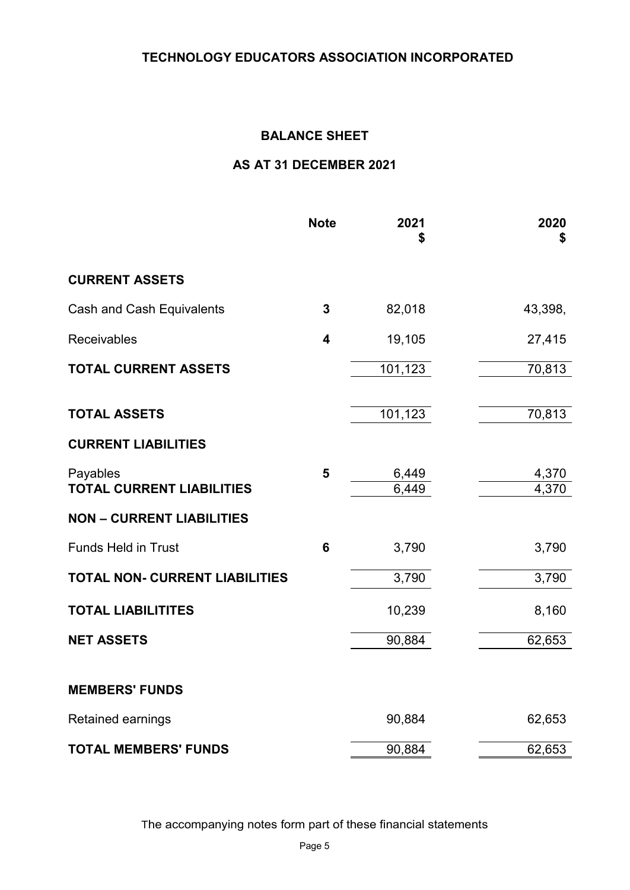# TECHNOLOGY EDUCATORS ASSOCIATION INCORPORATED

## BALANCE SHEET

## AS AT 31 DECEMBER 2021

| | Note | 2021 $ | 2020 $ |
|---|---|---|---|
| **CURRENT ASSETS** | | | |
| Cash and Cash Equivalents | **3** | 82,018 | 43,398, |
| Receivables | **4** | 19,105 | 27,415 |
| **TOTAL CURRENT ASSETS** | | 101,123 | 70,813 |
| **TOTAL ASSETS** | | 101,123 | 70,813 |
| **CURRENT LIABILITIES** | | | |
| Payables | **5** | 6,449 | 4,370 |
| **TOTAL CURRENT LIABILITIES** | | 6,449 | 4,370 |
| **NON – CURRENT LIABILITIES** | | | |
| Funds Held in Trust | **6** | 3,790 | 3,790 |
| **TOTAL NON- CURRENT LIABILITIES** | | 3,790 | 3,790 |
| **TOTAL LIABILITITES** | | 10,239 | 8,160 |
| **NET ASSETS** | | 90,884 | 62,653 |
| **MEMBERS' FUNDS** | | | |
| Retained earnings | | 90,884 | 62,653 |
| **TOTAL MEMBERS' FUNDS** | | 90,884 | 62,653 |

The accompanying notes form part of these financial statements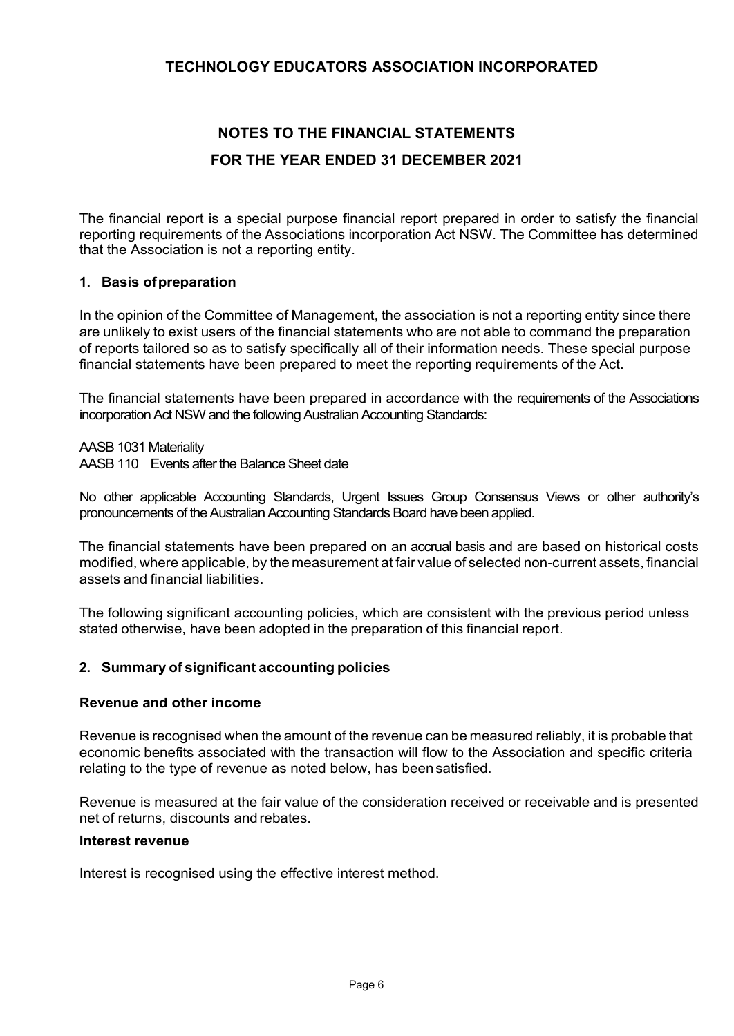# TECHNOLOGY EDUCATORS ASSOCIATION INCORPORATED

## NOTES TO THE FINANCIAL STATEMENTS

## FOR THE YEAR ENDED 31 DECEMBER 2021

The financial report is a special purpose financial report prepared in order to satisfy the financial reporting requirements of the Associations incorporation Act NSW. The Committee has determined that the Association is not a reporting entity.

### 1. Basis of preparation

In the opinion of the Committee of Management, the association is not a reporting entity since there are unlikely to exist users of the financial statements who are not able to command the preparation of reports tailored so as to satisfy specifically all of their information needs. These special purpose financial statements have been prepared to meet the reporting requirements of the Act.

The financial statements have been prepared in accordance with the requirements of the Associations incorporation Act NSW and the following Australian Accounting Standards:

AASB 1031 Materiality
AASB 110 Events after the Balance Sheet date

No other applicable Accounting Standards, Urgent Issues Group Consensus Views or other authority's pronouncements of the Australian Accounting Standards Board have been applied.

The financial statements have been prepared on an accrual basis and are based on historical costs modified, where applicable, by the measurement at fair value of selected non-current assets, financial assets and financial liabilities.

The following significant accounting policies, which are consistent with the previous period unless stated otherwise, have been adopted in the preparation of this financial report.

### 2. Summary of significant accounting policies

#### Revenue and other income

Revenue is recognised when the amount of the revenue can be measured reliably, it is probable that economic benefits associated with the transaction will flow to the Association and specific criteria relating to the type of revenue as noted below, has been satisfied.

Revenue is measured at the fair value of the consideration received or receivable and is presented net of returns, discounts and rebates.

#### Interest revenue

Interest is recognised using the effective interest method.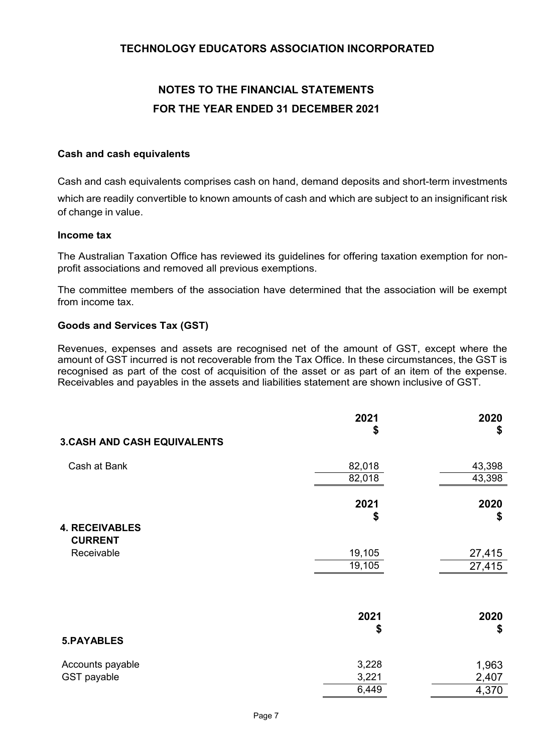# TECHNOLOGY EDUCATORS ASSOCIATION INCORPORATED

## NOTES TO THE FINANCIAL STATEMENTS

## FOR THE YEAR ENDED 31 DECEMBER 2021

**Cash and cash equivalents**

Cash and cash equivalents comprises cash on hand, demand deposits and short-term investments which are readily convertible to known amounts of cash and which are subject to an insignificant risk of change in value.

**Income tax**

The Australian Taxation Office has reviewed its guidelines for offering taxation exemption for non-profit associations and removed all previous exemptions.

The committee members of the association have determined that the association will be exempt from income tax.

**Goods and Services Tax (GST)**

Revenues, expenses and assets are recognised net of the amount of GST, except where the amount of GST incurred is not recoverable from the Tax Office. In these circumstances, the GST is recognised as part of the cost of acquisition of the asset or as part of an item of the expense. Receivables and payables in the assets and liabilities statement are shown inclusive of GST.

| **3. CASH AND CASH EQUIVALENTS** | **2021 $** | **2020 $** |
|---|---|---|
| Cash at Bank | 82,018 | 43,398 |
| | 82,018 | 43,398 |

| **4. RECEIVABLES** | **2021 $** | **2020 $** |
|---|---|---|
| **CURRENT** | | |
| Receivable | 19,105 | 27,415 |
| | 19,105 | 27,415 |

| **5. PAYABLES** | **2021 $** | **2020 $** |
|---|---|---|
| Accounts payable | 3,228 | 1,963 |
| GST payable | 3,221 | 2,407 |
| | 6,449 | 4,370 |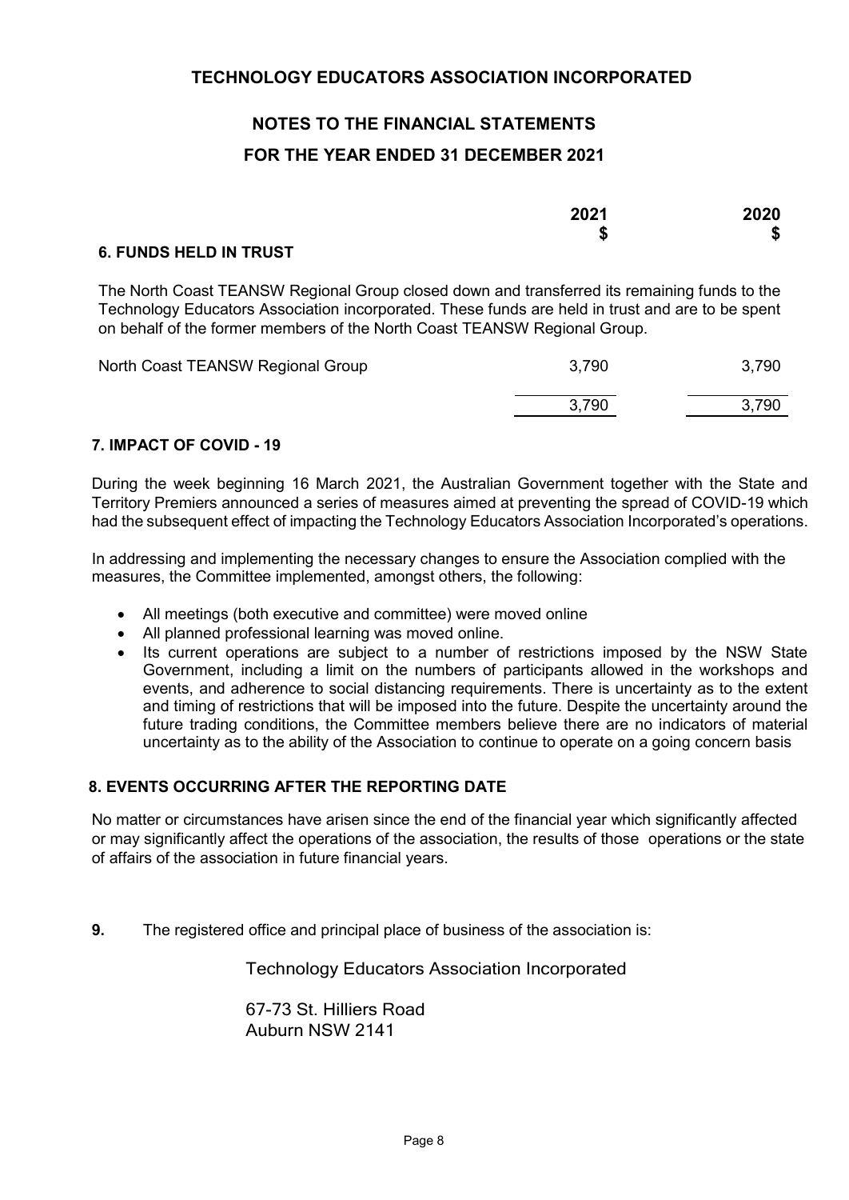# TECHNOLOGY EDUCATORS ASSOCIATION INCORPORATED

## NOTES TO THE FINANCIAL STATEMENTS

## FOR THE YEAR ENDED 31 DECEMBER 2021

| | 2021<br>$ | 2020<br>$ |
|---|---|---|

### 6. FUNDS HELD IN TRUST

The North Coast TEANSW Regional Group closed down and transferred its remaining funds to the Technology Educators Association incorporated. These funds are held in trust and are to be spent on behalf of the former members of the North Coast TEANSW Regional Group.

| | 2021 $ | 2020 $ |
|---|---|---|
| North Coast TEANSW Regional Group | 3,790 | 3,790 |
| | 3,790 | 3,790 |

### 7. IMPACT OF COVID - 19

During the week beginning 16 March 2021, the Australian Government together with the State and Territory Premiers announced a series of measures aimed at preventing the spread of COVID-19 which had the subsequent effect of impacting the Technology Educators Association Incorporated's operations.

In addressing and implementing the necessary changes to ensure the Association complied with the measures, the Committee implemented, amongst others, the following:

- All meetings (both executive and committee) were moved online
- All planned professional learning was moved online.
- Its current operations are subject to a number of restrictions imposed by the NSW State Government, including a limit on the numbers of participants allowed in the workshops and events, and adherence to social distancing requirements. There is uncertainty as to the extent and timing of restrictions that will be imposed into the future. Despite the uncertainty around the future trading conditions, the Committee members believe there are no indicators of material uncertainty as to the ability of the Association to continue to operate on a going concern basis

### 8. EVENTS OCCURRING AFTER THE REPORTING DATE

No matter or circumstances have arisen since the end of the financial year which significantly affected or may significantly affect the operations of the association, the results of those operations or the state of affairs of the association in future financial years.

**9.** The registered office and principal place of business of the association is:

Technology Educators Association Incorporated

67-73 St. Hilliers Road
Auburn NSW 2141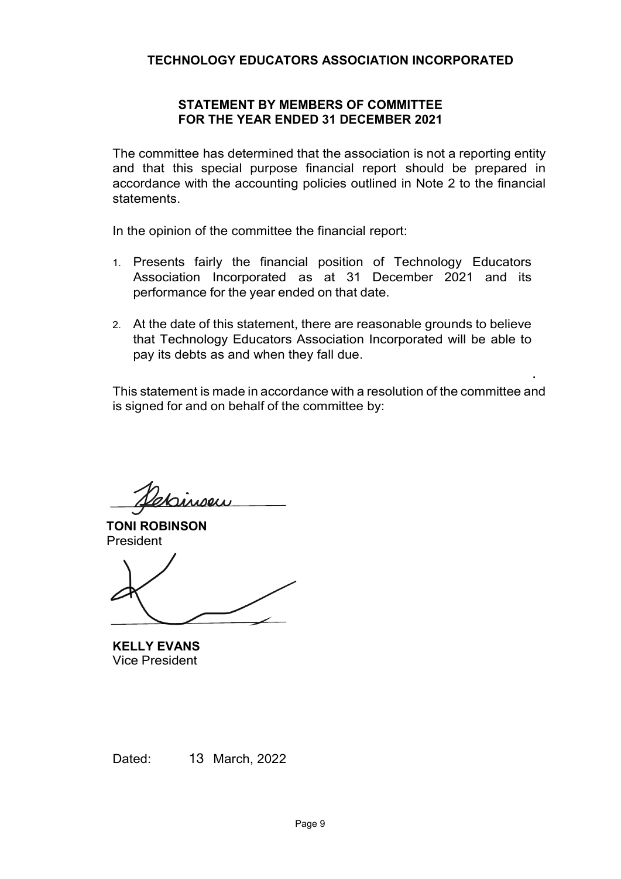**TECHNOLOGY EDUCATORS ASSOCIATION INCORPORATED**

## STATEMENT BY MEMBERS OF COMMITTEE FOR THE YEAR ENDED 31 DECEMBER 2021

The committee has determined that the association is not a reporting entity and that this special purpose financial report should be prepared in accordance with the accounting policies outlined in Note 2 to the financial statements.

In the opinion of the committee the financial report:

1. Presents fairly the financial position of Technology Educators Association Incorporated as at 31 December 2021 and its performance for the year ended on that date.

2. At the date of this statement, there are reasonable grounds to believe that Technology Educators Association Incorporated will be able to pay its debts as and when they fall due.

This statement is made in accordance with a resolution of the committee and is signed for and on behalf of the committee by:

**TONI ROBINSON**
President

**KELLY EVANS**
Vice President

Dated: 13 March, 2022